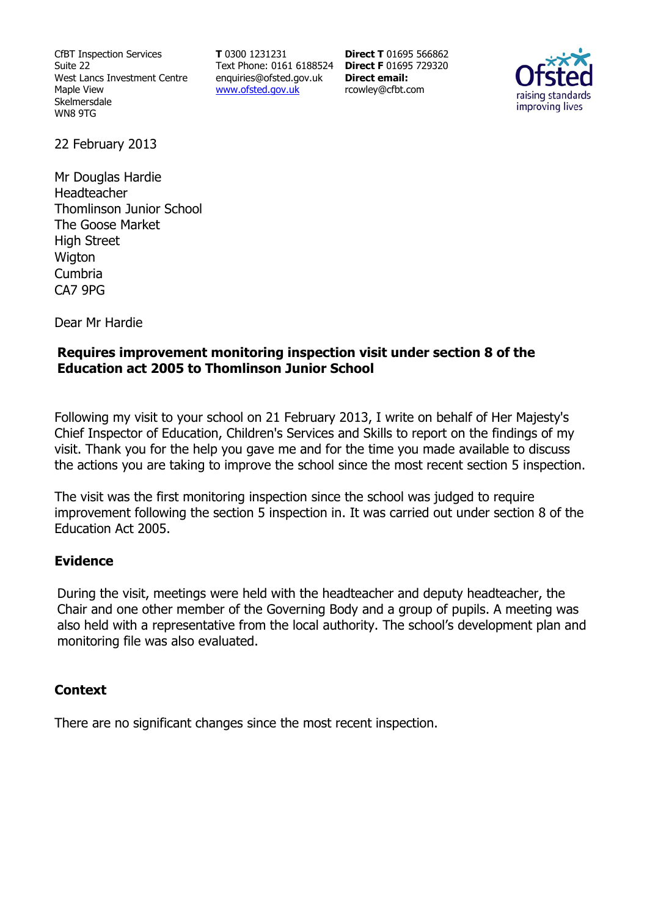CfBT Inspection Services
Suite 22
West Lancs Investment Centre
Maple View
Skelmersdale
WN8 9TG

**T** 0300 1231231
Text Phone: 0161 6188524
enquiries@ofsted.gov.uk
www.ofsted.gov.uk

**Direct T** 01695 566862
**Direct F** 01695 729320
**Direct email:**
rcowley@cfbt.com

Ofsted
raising standards
improving lives

22 February 2013

Mr Douglas Hardie
Headteacher
Thomlinson Junior School
The Goose Market
High Street
Wigton
Cumbria
CA7 9PG

Dear Mr Hardie

**Requires improvement monitoring inspection visit under section 8 of the Education act 2005 to Thomlinson Junior School**

Following my visit to your school on 21 February 2013, I write on behalf of Her Majesty's Chief Inspector of Education, Children's Services and Skills to report on the findings of my visit. Thank you for the help you gave me and for the time you made available to discuss the actions you are taking to improve the school since the most recent section 5 inspection.

The visit was the first monitoring inspection since the school was judged to require improvement following the section 5 inspection in. It was carried out under section 8 of the Education Act 2005.

## Evidence

During the visit, meetings were held with the headteacher and deputy headteacher, the Chair and one other member of the Governing Body and a group of pupils. A meeting was also held with a representative from the local authority. The school's development plan and monitoring file was also evaluated.

## Context

There are no significant changes since the most recent inspection.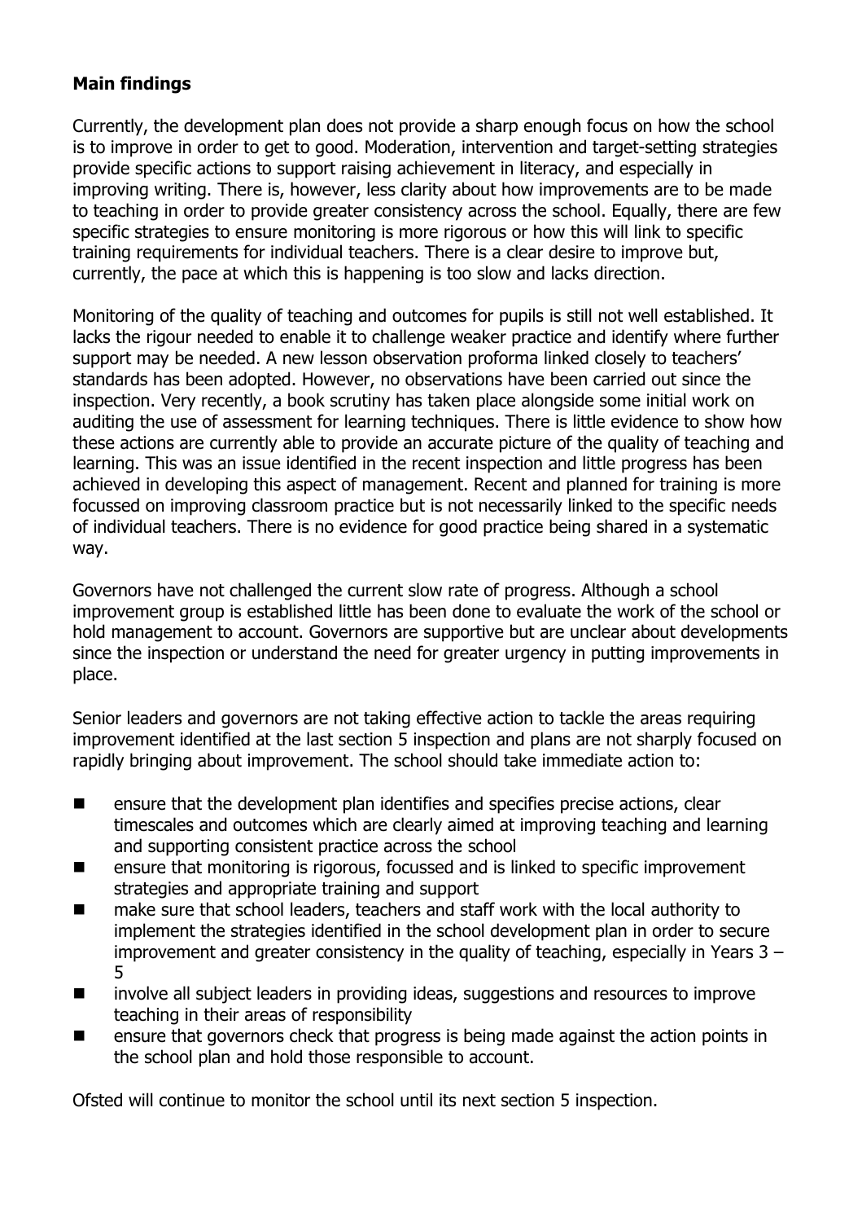**Main findings**

Currently, the development plan does not provide a sharp enough focus on how the school is to improve in order to get to good. Moderation, intervention and target-setting strategies provide specific actions to support raising achievement in literacy, and especially in improving writing. There is, however, less clarity about how improvements are to be made to teaching in order to provide greater consistency across the school. Equally, there are few specific strategies to ensure monitoring is more rigorous or how this will link to specific training requirements for individual teachers. There is a clear desire to improve but, currently, the pace at which this is happening is too slow and lacks direction.

Monitoring of the quality of teaching and outcomes for pupils is still not well established. It lacks the rigour needed to enable it to challenge weaker practice and identify where further support may be needed. A new lesson observation proforma linked closely to teachers' standards has been adopted. However, no observations have been carried out since the inspection. Very recently, a book scrutiny has taken place alongside some initial work on auditing the use of assessment for learning techniques. There is little evidence to show how these actions are currently able to provide an accurate picture of the quality of teaching and learning. This was an issue identified in the recent inspection and little progress has been achieved in developing this aspect of management. Recent and planned for training is more focussed on improving classroom practice but is not necessarily linked to the specific needs of individual teachers. There is no evidence for good practice being shared in a systematic way.

Governors have not challenged the current slow rate of progress. Although a school improvement group is established little has been done to evaluate the work of the school or hold management to account. Governors are supportive but are unclear about developments since the inspection or understand the need for greater urgency in putting improvements in place.

Senior leaders and governors are not taking effective action to tackle the areas requiring improvement identified at the last section 5 inspection and plans are not sharply focused on rapidly bringing about improvement. The school should take immediate action to:

- ensure that the development plan identifies and specifies precise actions, clear timescales and outcomes which are clearly aimed at improving teaching and learning and supporting consistent practice across the school
- ensure that monitoring is rigorous, focussed and is linked to specific improvement strategies and appropriate training and support
- make sure that school leaders, teachers and staff work with the local authority to implement the strategies identified in the school development plan in order to secure improvement and greater consistency in the quality of teaching, especially in Years 3 – 5
- involve all subject leaders in providing ideas, suggestions and resources to improve teaching in their areas of responsibility
- ensure that governors check that progress is being made against the action points in the school plan and hold those responsible to account.

Ofsted will continue to monitor the school until its next section 5 inspection.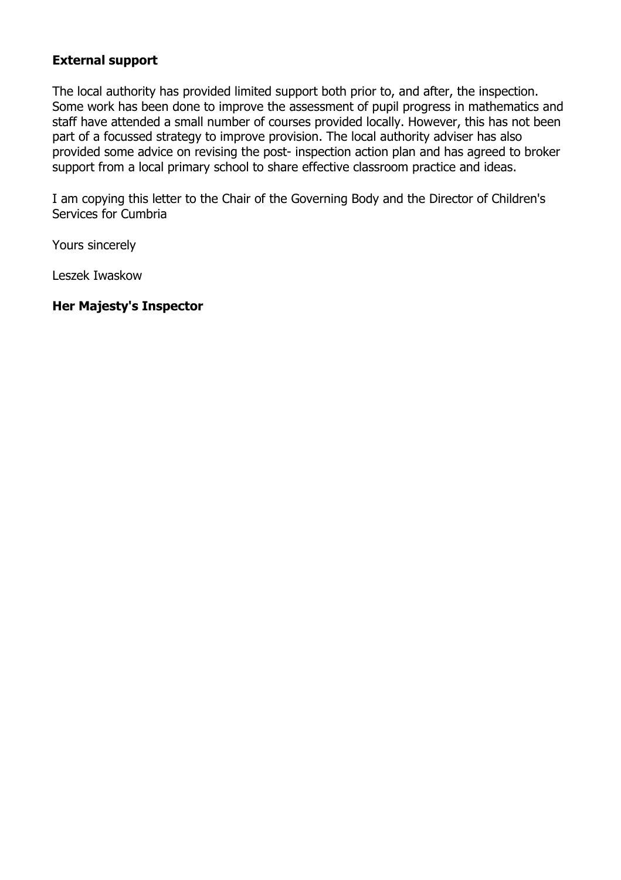**External support**

The local authority has provided limited support both prior to, and after, the inspection. Some work has been done to improve the assessment of pupil progress in mathematics and staff have attended a small number of courses provided locally. However, this has not been part of a focussed strategy to improve provision. The local authority adviser has also provided some advice on revising the post- inspection action plan and has agreed to broker support from a local primary school to share effective classroom practice and ideas.

I am copying this letter to the Chair of the Governing Body and the Director of Children's Services for Cumbria

Yours sincerely

Leszek Iwaskow

**Her Majesty's Inspector**